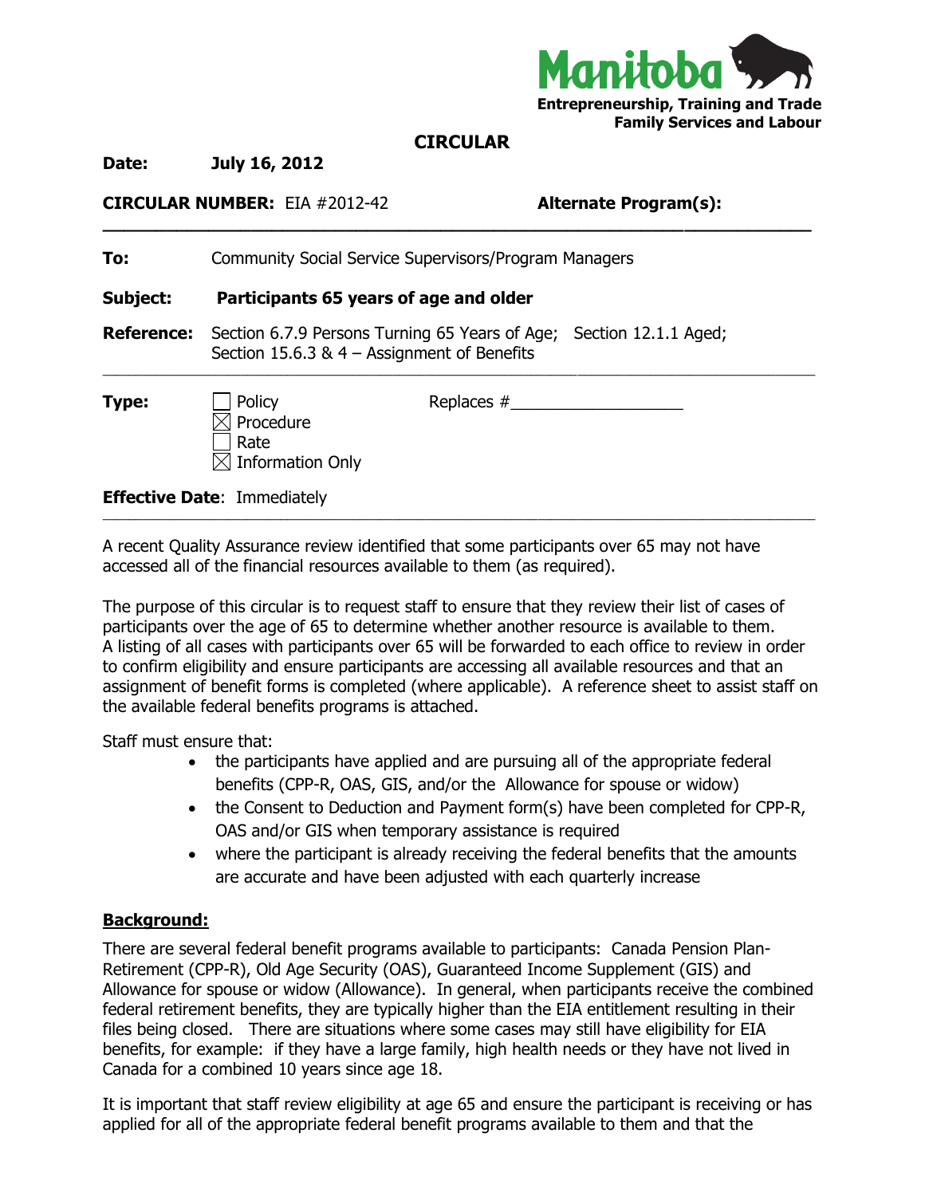Manitoba
**Entrepreneurship, Training and Trade**
**Family Services and Labour**

# CIRCULAR

**Date:** **July 16, 2012**

**CIRCULAR NUMBER:** EIA #2012-42 **Alternate Program(s):**

---

**To:** Community Social Service Supervisors/Program Managers

**Subject:** **Participants 65 years of age and older**

**Reference:** Section 6.7.9 Persons Turning 65 Years of Age; Section 12.1.1 Aged; Section 15.6.3 & 4 – Assignment of Benefits

---

**Type:**

- ☐ Policy
- ☒ Procedure
- ☐ Rate
- ☒ Information Only

Replaces #___________________

**Effective Date**: Immediately

---

A recent Quality Assurance review identified that some participants over 65 may not have accessed all of the financial resources available to them (as required).

The purpose of this circular is to request staff to ensure that they review their list of cases of participants over the age of 65 to determine whether another resource is available to them. A listing of all cases with participants over 65 will be forwarded to each office to review in order to confirm eligibility and ensure participants are accessing all available resources and that an assignment of benefit forms is completed (where applicable). A reference sheet to assist staff on the available federal benefits programs is attached.

Staff must ensure that:

- the participants have applied and are pursuing all of the appropriate federal benefits (CPP-R, OAS, GIS, and/or the Allowance for spouse or widow)
- the Consent to Deduction and Payment form(s) have been completed for CPP-R, OAS and/or GIS when temporary assistance is required
- where the participant is already receiving the federal benefits that the amounts are accurate and have been adjusted with each quarterly increase

## Background:

There are several federal benefit programs available to participants: Canada Pension Plan-Retirement (CPP-R), Old Age Security (OAS), Guaranteed Income Supplement (GIS) and Allowance for spouse or widow (Allowance). In general, when participants receive the combined federal retirement benefits, they are typically higher than the EIA entitlement resulting in their files being closed. There are situations where some cases may still have eligibility for EIA benefits, for example: if they have a large family, high health needs or they have not lived in Canada for a combined 10 years since age 18.

It is important that staff review eligibility at age 65 and ensure the participant is receiving or has applied for all of the appropriate federal benefit programs available to them and that the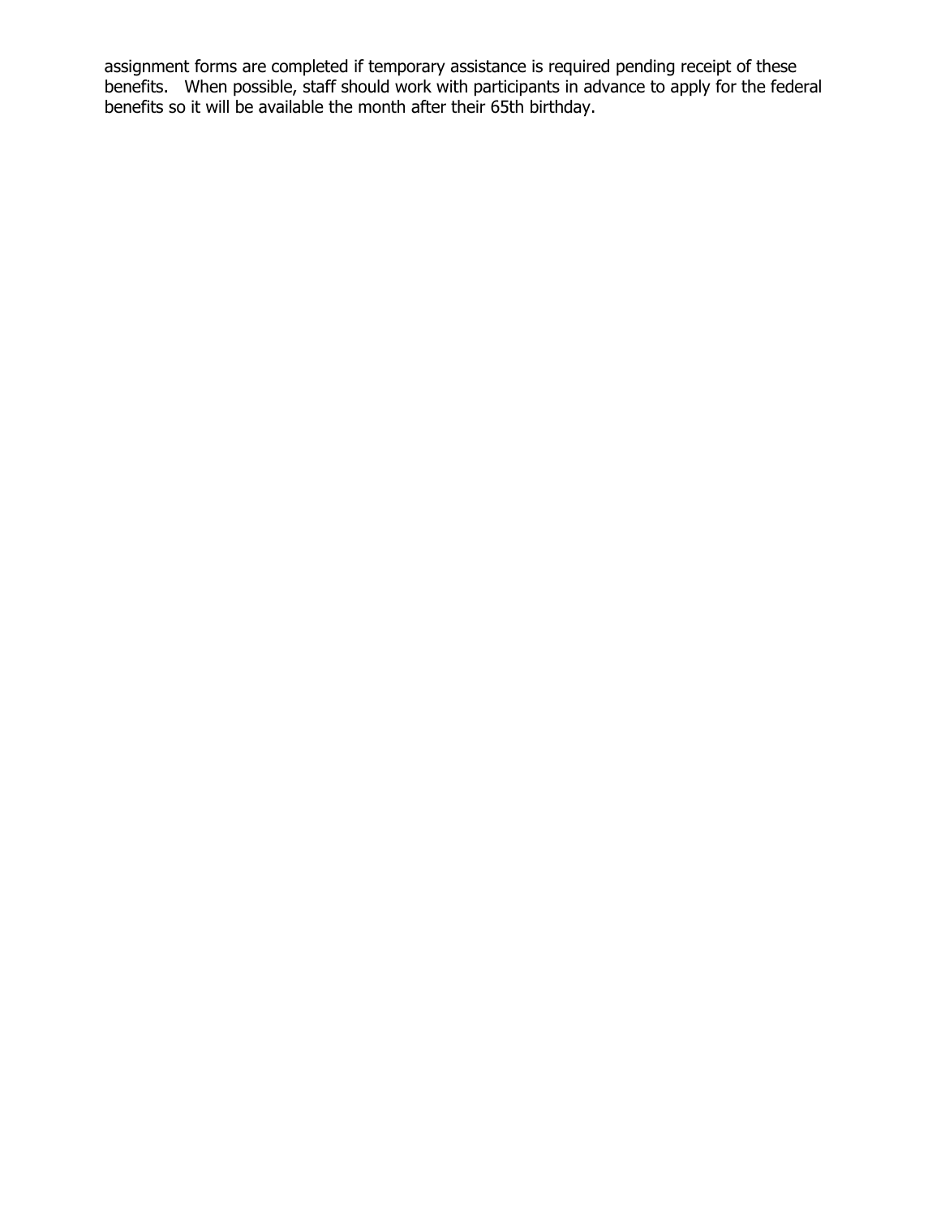assignment forms are completed if temporary assistance is required pending receipt of these benefits. When possible, staff should work with participants in advance to apply for the federal benefits so it will be available the month after their 65th birthday.